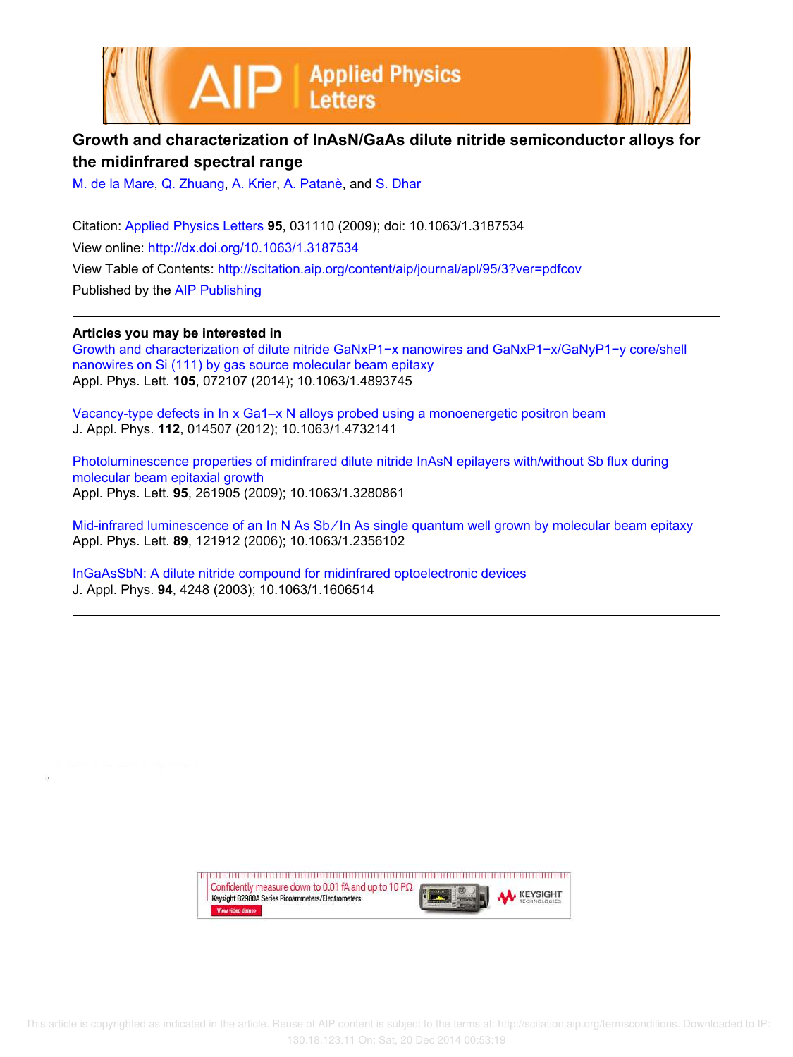# Growth and characterization of InAsN/GaAs dilute nitride semiconductor alloys for the midinfrared spectral range

M. de la Mare, Q. Zhuang, A. Krier, A. Patanè, and S. Dhar

Citation: Applied Physics Letters **95**, 031110 (2009); doi: 10.1063/1.3187534

View online: http://dx.doi.org/10.1063/1.3187534

View Table of Contents: http://scitation.aip.org/content/aip/journal/apl/95/3?ver=pdfcov

Published by the AIP Publishing

---

**Articles you may be interested in**

Growth and characterization of dilute nitride GaNxP1−x nanowires and GaNxP1−x/GaNyP1−y core/shell nanowires on Si (111) by gas source molecular beam epitaxy
Appl. Phys. Lett. **105**, 072107 (2014); 10.1063/1.4893745

Vacancy-type defects in In x Ga1–x N alloys probed using a monoenergetic positron beam
J. Appl. Phys. **112**, 014507 (2012); 10.1063/1.4732141

Photoluminescence properties of midinfrared dilute nitride InAsN epilayers with/without Sb flux during molecular beam epitaxial growth
Appl. Phys. Lett. **95**, 261905 (2009); 10.1063/1.3280861

Mid-infrared luminescence of an In N As Sb/In As single quantum well grown by molecular beam epitaxy
Appl. Phys. Lett. **89**, 121912 (2006); 10.1063/1.2356102

InGaAsSbN: A dilute nitride compound for midinfrared optoelectronic devices
J. Appl. Phys. **94**, 4248 (2003); 10.1063/1.1606514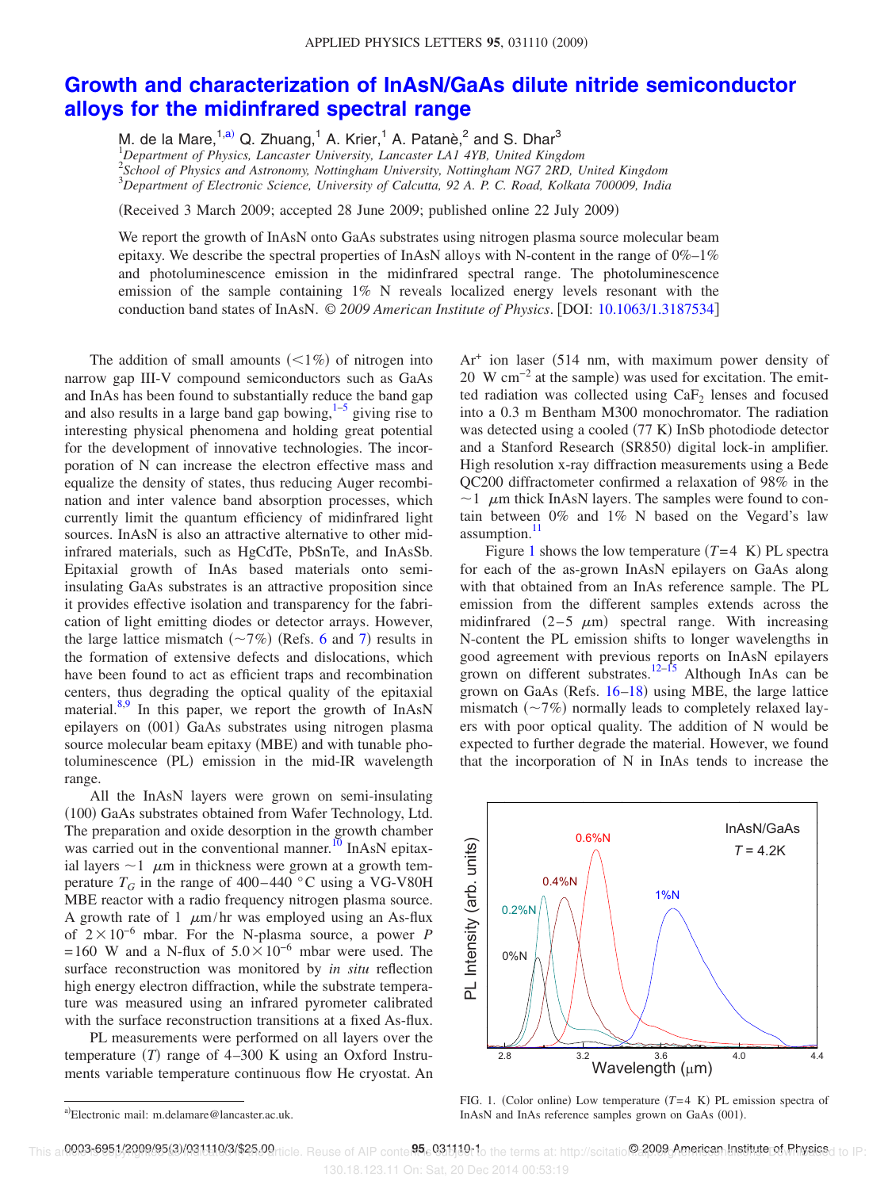# Growth and characterization of InAsN/GaAs dilute nitride semiconductor alloys for the midinfrared spectral range

M. de la Mare,[1,a] Q. Zhuang,[1] A. Krier,[1] A. Patanè,[2] and S. Dhar[3]

[1]*Department of Physics, Lancaster University, Lancaster LA1 4YB, United Kingdom*
[2]*School of Physics and Astronomy, Nottingham University, Nottingham NG7 2RD, United Kingdom*
[3]*Department of Electronic Science, University of Calcutta, 92 A. P. C. Road, Kolkata 700009, India*

(Received 3 March 2009; accepted 28 June 2009; published online 22 July 2009)

We report the growth of InAsN onto GaAs substrates using nitrogen plasma source molecular beam epitaxy. We describe the spectral properties of InAsN alloys with N-content in the range of 0%–1% and photoluminescence emission in the midinfrared spectral range. The photoluminescence emission of the sample containing 1% N reveals localized energy levels resonant with the conduction band states of InAsN. *© 2009 American Institute of Physics*. [DOI: 10.1063/1.3187534]

The addition of small amounts (<1%) of nitrogen into narrow gap III-V compound semiconductors such as GaAs and InAs has been found to substantially reduce the band gap and also results in a large band gap bowing,[1–5] giving rise to interesting physical phenomena and holding great potential for the development of innovative technologies. The incorporation of N can increase the electron effective mass and equalize the density of states, thus reducing Auger recombination and inter valence band absorption processes, which currently limit the quantum efficiency of midinfrared light sources. InAsN is also an attractive alternative to other midinfrared materials, such as HgCdTe, PbSnTe, and InAsSb. Epitaxial growth of InAs based materials onto semi-insulating GaAs substrates is an attractive proposition since it provides effective isolation and transparency for the fabrication of light emitting diodes or detector arrays. However, the large lattice mismatch (~7%) (Refs. 6 and 7) results in the formation of extensive defects and dislocations, which have been found to act as efficient traps and recombination centers, thus degrading the optical quality of the epitaxial material.[8,9] In this paper, we report the growth of InAsN epilayers on (001) GaAs substrates using nitrogen plasma source molecular beam epitaxy (MBE) and with tunable photoluminescence (PL) emission in the mid-IR wavelength range.

All the InAsN layers were grown on semi-insulating (100) GaAs substrates obtained from Wafer Technology, Ltd. The preparation and oxide desorption in the growth chamber was carried out in the conventional manner.[10] InAsN epitaxial layers ~1 $\mu$m in thickness were grown at a growth temperature $T_G$ in the range of 400–440 °C using a VG-V80H MBE reactor with a radio frequency nitrogen plasma source. A growth rate of 1 $\mu$m/hr was employed using an As-flux of $2\times10^{-6}$ mbar. For the N-plasma source, a power $P$ =160 W and a N-flux of $5.0\times10^{-6}$ mbar were used. The surface reconstruction was monitored by *in situ* reflection high energy electron diffraction, while the substrate temperature was measured using an infrared pyrometer calibrated with the surface reconstruction transitions at a fixed As-flux.

PL measurements were performed on all layers over the temperature ($T$) range of 4–300 K using an Oxford Instruments variable temperature continuous flow He cryostat. An $Ar^+$ ion laser (514 nm, with maximum power density of 20 W $cm^{-2}$ at the sample) was used for excitation. The emitted radiation was collected using $CaF_2$ lenses and focused into a 0.3 m Bentham M300 monochromator. The radiation was detected using a cooled (77 K) InSb photodiode detector and a Stanford Research (SR850) digital lock-in amplifier. High resolution x-ray diffraction measurements using a Bede QC200 diffractometer confirmed a relaxation of 98% in the ~1 $\mu$m thick InAsN layers. The samples were found to contain between 0% and 1% N based on the Vegard's law assumption.[11]

Figure 1 shows the low temperature ($T$=4 K) PL spectra for each of the as-grown InAsN epilayers on GaAs along with that obtained from an InAs reference sample. The PL emission from the different samples extends across the midinfrared (2–5 $\mu$m) spectral range. With increasing N-content the PL emission shifts to longer wavelengths in good agreement with previous reports on InAsN epilayers grown on different substrates.[12–15] Although InAs can be grown on GaAs (Refs. 16–18) using MBE, the large lattice mismatch (~7%) normally leads to completely relaxed layers with poor optical quality. The addition of N would be expected to further degrade the material. However, we found that the incorporation of N in InAs tends to increase the

FIG. 1. (Color online) Low temperature ($T$=4 K) PL emission spectra of InAsN and InAs reference samples grown on GaAs (001).

[a]Electronic mail: m.delamare@lancaster.ac.uk.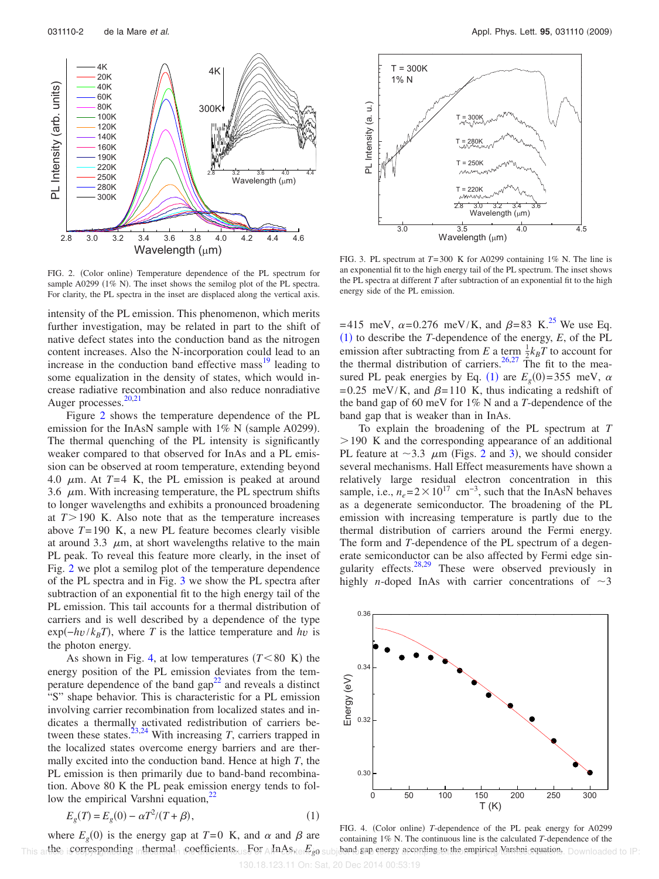FIG. 2. (Color online) Temperature dependence of the PL spectrum for sample A0299 (1% N). The inset shows the semilog plot of the PL spectra. For clarity, the PL spectra in the inset are displaced along the vertical axis.

intensity of the PL emission. This phenomenon, which merits further investigation, may be related in part to the shift of native defect states into the conduction band as the nitrogen content increases. Also the N-incorporation could lead to an increase in the conduction band effective mass[19] leading to some equalization in the density of states, which would increase radiative recombination and also reduce nonradiative Auger processes.[20,21]

Figure 2 shows the temperature dependence of the PL emission for the InAsN sample with 1% N (sample A0299). The thermal quenching of the PL intensity is significantly weaker compared to that observed for InAs and a PL emission can be observed at room temperature, extending beyond 4.0 $\mu$m. At $T=4$ K, the PL emission is peaked at around 3.6 $\mu$m. With increasing temperature, the PL spectrum shifts to longer wavelengths and exhibits a pronounced broadening at $T>190$ K. Also note that as the temperature increases above $T=190$ K, a new PL feature becomes clearly visible at around 3.3 $\mu$m, at short wavelengths relative to the main PL peak. To reveal this feature more clearly, in the inset of Fig. 2 we plot a semilog plot of the temperature dependence of the PL spectra and in Fig. 3 we show the PL spectra after subtraction of an exponential fit to the high energy tail of the PL emission. This tail accounts for a thermal distribution of carriers and is well described by a dependence of the type $\exp(-h\upsilon/k_BT)$, where $T$ is the lattice temperature and $h\upsilon$ is the photon energy.

As shown in Fig. 4, at low temperatures ($T<80$ K) the energy position of the PL emission deviates from the temperature dependence of the band gap[22] and reveals a distinct "S" shape behavior. This is characteristic for a PL emission involving carrier recombination from localized states and indicates a thermally activated redistribution of carriers between these states.[23,24] With increasing $T$, carriers trapped in the localized states overcome energy barriers and are thermally excited into the conduction band. Hence at high $T$, the PL emission is then primarily due to band-band recombination. Above 80 K the PL peak emission energy tends to follow the empirical Varshni equation,[22]

$$E_g(T) = E_g(0) - \alpha T^2/(T+\beta), \quad (1)$$

where $E_g(0)$ is the energy gap at $T=0$ K, and $\alpha$ and $\beta$ are the corresponding thermal coefficients. For InAs, $E_{g0}=415$ meV, $\alpha=0.276$ meV/K, and $\beta=83$ K.[25] We use Eq. (1) to describe the $T$-dependence of the energy, $E$, of the PL emission after subtracting from $E$ a term $\frac{1}{2}k_BT$ to account for the thermal distribution of carriers.[26,27] The fit to the measured PL peak energies by Eq. (1) are $E_g(0)=355$ meV, $\alpha=0.25$ meV/K, and $\beta=110$ K, thus indicating a redshift of the band gap of 60 meV for 1% N and a $T$-dependence of the band gap that is weaker than in InAs.

FIG. 3. PL spectrum at $T=300$ K for A0299 containing 1% N. The line is an exponential fit to the high energy tail of the PL spectrum. The inset shows the PL spectra at different $T$ after subtraction of an exponential fit to the high energy side of the PL emission.

To explain the broadening of the PL spectrum at $T>190$ K and the corresponding appearance of an additional PL feature at $\sim 3.3$ $\mu$m (Figs. 2 and 3), we should consider several mechanisms. Hall Effect measurements have shown a relatively large residual electron concentration in this sample, i.e., $n_e=2\times 10^{17}$ cm$^{-3}$, such that the InAsN behaves as a degenerate semiconductor. The broadening of the PL emission with increasing temperature is partly due to the thermal distribution of carriers around the Fermi energy. The form and $T$-dependence of the PL spectrum of a degenerate semiconductor can be also affected by Fermi edge singularity effects.[28,29] These were observed previously in highly $n$-doped InAs with carrier concentrations of $\sim 3$

FIG. 4. (Color online) $T$-dependence of the PL peak energy for A0299 containing 1% N. The continuous line is the calculated $T$-dependence of the band gap energy according to the empirical Varshni equation.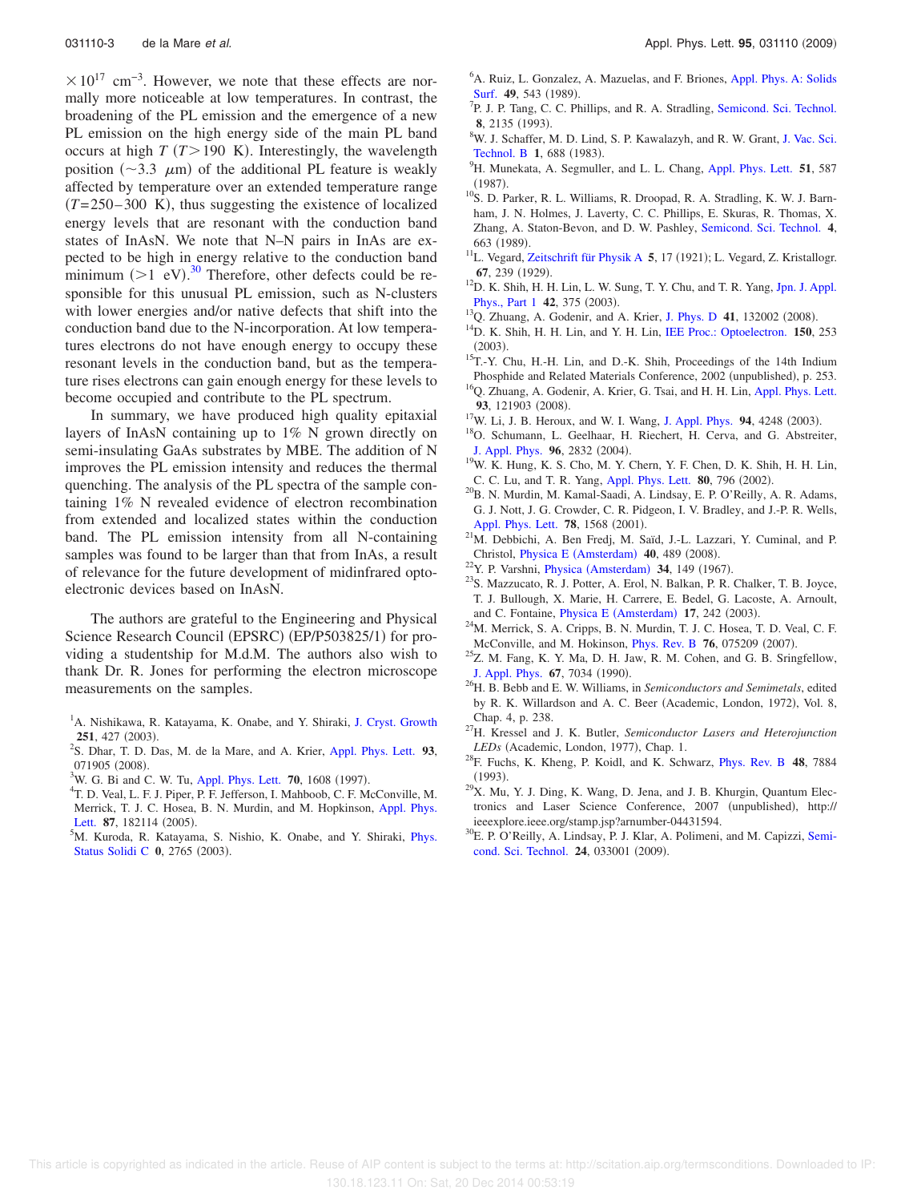$\times 10^{17}$ cm$^{-3}$. However, we note that these effects are normally more noticeable at low temperatures. In contrast, the broadening of the PL emission and the emergence of a new PL emission on the high energy side of the main PL band occurs at high $T$ ($T > 190$ K). Interestingly, the wavelength position ($\sim 3.3$ $\mu$m) of the additional PL feature is weakly affected by temperature over an extended temperature range ($T = 250-300$ K), thus suggesting the existence of localized energy levels that are resonant with the conduction band states of InAsN. We note that N–N pairs in InAs are expected to be high in energy relative to the conduction band minimum ($>1$ eV).[30] Therefore, other defects could be responsible for this unusual PL emission, such as N-clusters with lower energies and/or native defects that shift into the conduction band due to the N-incorporation. At low temperatures electrons do not have enough energy to occupy these resonant levels in the conduction band, but as the temperature rises electrons can gain enough energy for these levels to become occupied and contribute to the PL spectrum.

In summary, we have produced high quality epitaxial layers of InAsN containing up to 1% N grown directly on semi-insulating GaAs substrates by MBE. The addition of N improves the PL emission intensity and reduces the thermal quenching. The analysis of the PL spectra of the sample containing 1% N revealed evidence of electron recombination from extended and localized states within the conduction band. The PL emission intensity from all N-containing samples was found to be larger than that from InAs, a result of relevance for the future development of midinfrared optoelectronic devices based on InAsN.

The authors are grateful to the Engineering and Physical Science Research Council (EPSRC) (EP/P503825/1) for providing a studentship for M.d.M. The authors also wish to thank Dr. R. Jones for performing the electron microscope measurements on the samples.

[1] A. Nishikawa, R. Katayama, K. Onabe, and Y. Shiraki, J. Cryst. Growth **251**, 427 (2003).
[2] S. Dhar, T. D. Das, M. de la Mare, and A. Krier, Appl. Phys. Lett. **93**, 071905 (2008).
[3] W. G. Bi and C. W. Tu, Appl. Phys. Lett. **70**, 1608 (1997).
[4] T. D. Veal, L. F. J. Piper, P. F. Jefferson, I. Mahboob, C. F. McConville, M. Merrick, T. J. C. Hosea, B. N. Murdin, and M. Hopkinson, Appl. Phys. Lett. **87**, 182114 (2005).
[5] M. Kuroda, R. Katayama, S. Nishio, K. Onabe, and Y. Shiraki, Phys. Status Solidi C **0**, 2765 (2003).
[6] A. Ruiz, L. Gonzalez, A. Mazuelas, and F. Briones, Appl. Phys. A: Solids Surf. **49**, 543 (1989).
[7] P. J. P. Tang, C. C. Phillips, and R. A. Stradling, Semicond. Sci. Technol. **8**, 2135 (1993).
[8] W. J. Schaffer, M. D. Lind, S. P. Kawalazyh, and R. W. Grant, J. Vac. Sci. Technol. B **1**, 688 (1983).
[9] H. Munekata, A. Segmuller, and L. L. Chang, Appl. Phys. Lett. **51**, 587 (1987).
[10] S. D. Parker, R. L. Williams, R. Droopad, R. A. Stradling, K. W. J. Barnham, J. N. Holmes, J. Laverty, C. C. Phillips, E. Skuras, R. Thomas, X. Zhang, A. Staton-Bevon, and D. W. Pashley, Semicond. Sci. Technol. **4**, 663 (1989).
[11] L. Vegard, Zeitschrift für Physik A **5**, 17 (1921); L. Vegard, Z. Kristallogr. **67**, 239 (1929).
[12] D. K. Shih, H. H. Lin, L. W. Sung, T. Y. Chu, and T. R. Yang, Jpn. J. Appl. Phys., Part 1 **42**, 375 (2003).
[13] Q. Zhuang, A. Godenir, and A. Krier, J. Phys. D **41**, 132002 (2008).
[14] D. K. Shih, H. H. Lin, and Y. H. Lin, IEE Proc.: Optoelectron. **150**, 253 (2003).
[15] T.-Y. Chu, H.-H. Lin, and D.-K. Shih, Proceedings of the 14th Indium Phosphide and Related Materials Conference, 2002 (unpublished), p. 253.
[16] Q. Zhuang, A. Godenir, A. Krier, G. Tsai, and H. H. Lin, Appl. Phys. Lett. **93**, 121903 (2008).
[17] W. Li, J. B. Heroux, and W. I. Wang, J. Appl. Phys. **94**, 4248 (2003).
[18] O. Schumann, L. Geelhaar, H. Riechert, H. Cerva, and G. Abstreiter, J. Appl. Phys. **96**, 2832 (2004).
[19] W. K. Hung, K. S. Cho, M. Y. Chern, Y. F. Chen, D. K. Shih, H. H. Lin, C. C. Lu, and T. R. Yang, Appl. Phys. Lett. **80**, 796 (2002).
[20] B. N. Murdin, M. Kamal-Saadi, A. Lindsay, E. P. O'Reilly, A. R. Adams, G. J. Nott, J. G. Crowder, C. R. Pidgeon, I. V. Bradley, and J.-P. R. Wells, Appl. Phys. Lett. **78**, 1568 (2001).
[21] M. Debbichi, A. Ben Fredj, M. Saïd, J.-L. Lazzari, Y. Cuminal, and P. Christol, Physica E (Amsterdam) **40**, 489 (2008).
[22] Y. P. Varshni, Physica (Amsterdam) **34**, 149 (1967).
[23] S. Mazzucato, R. J. Potter, A. Erol, N. Balkan, P. R. Chalker, T. B. Joyce, T. J. Bullough, X. Marie, H. Carrere, E. Bedel, G. Lacoste, A. Arnoult, and C. Fontaine, Physica E (Amsterdam) **17**, 242 (2003).
[24] M. Merrick, S. A. Cripps, B. N. Murdin, T. J. C. Hosea, T. D. Veal, C. F. McConville, and M. Hokinson, Phys. Rev. B **76**, 075209 (2007).
[25] Z. M. Fang, K. Y. Ma, D. H. Jaw, R. M. Cohen, and G. B. Sringfellow, J. Appl. Phys. **67**, 7034 (1990).
[26] H. B. Bebb and E. W. Williams, in *Semiconductors and Semimetals*, edited by R. K. Willardson and A. C. Beer (Academic, London, 1972), Vol. 8, Chap. 4, p. 238.
[27] H. Kressel and J. K. Butler, *Semiconductor Lasers and Heterojunction LEDs* (Academic, London, 1977), Chap. 1.
[28] F. Fuchs, K. Kheng, P. Koidl, and K. Schwarz, Phys. Rev. B **48**, 7884 (1993).
[29] X. Mu, Y. J. Ding, K. Wang, D. Jena, and J. B. Khurgin, Quantum Electronics and Laser Science Conference, 2007 (unpublished), http://ieeexplore.ieee.org/stamp.jsp?arnumber-04431594.
[30] E. P. O'Reilly, A. Lindsay, P. J. Klar, A. Polimeni, and M. Capizzi, Semicond. Sci. Technol. **24**, 033001 (2009).